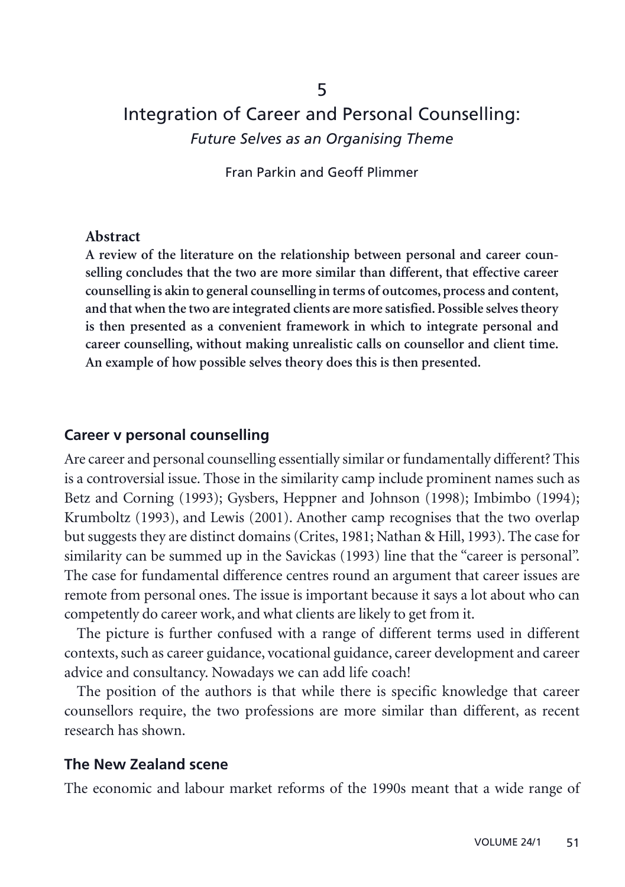5

# Integration of Career and Personal Counselling:

*Future Selves as an Organising Theme*

Fran Parkin and Geoff Plimmer

**Abstract**

**A review of the literature on the relationship between personal and career counselling concludes that the two are more similar than different, that effective career counselling is akin to general counselling in terms of outcomes, process and content, and that when the two are integrated clients are more satisfied. Possible selves theory is then presented as a convenient framework in which to integrate personal and career counselling, without making unrealistic calls on counsellor and client time. An example of how possible selves theory does this is then presented.**

## Career v personal counselling

Are career and personal counselling essentially similar or fundamentally different? This is a controversial issue. Those in the similarity camp include prominent names such as Betz and Corning (1993); Gysbers, Heppner and Johnson (1998); Imbimbo (1994); Krumboltz (1993), and Lewis (2001). Another camp recognises that the two overlap but suggests they are distinct domains (Crites, 1981; Nathan & Hill, 1993). The case for similarity can be summed up in the Savickas (1993) line that the "career is personal". The case for fundamental difference centres round an argument that career issues are remote from personal ones. The issue is important because it says a lot about who can competently do career work, and what clients are likely to get from it.

The picture is further confused with a range of different terms used in different contexts, such as career guidance, vocational guidance, career development and career advice and consultancy. Nowadays we can add life coach!

The position of the authors is that while there is specific knowledge that career counsellors require, the two professions are more similar than different, as recent research has shown.

## The New Zealand scene

The economic and labour market reforms of the 1990s meant that a wide range of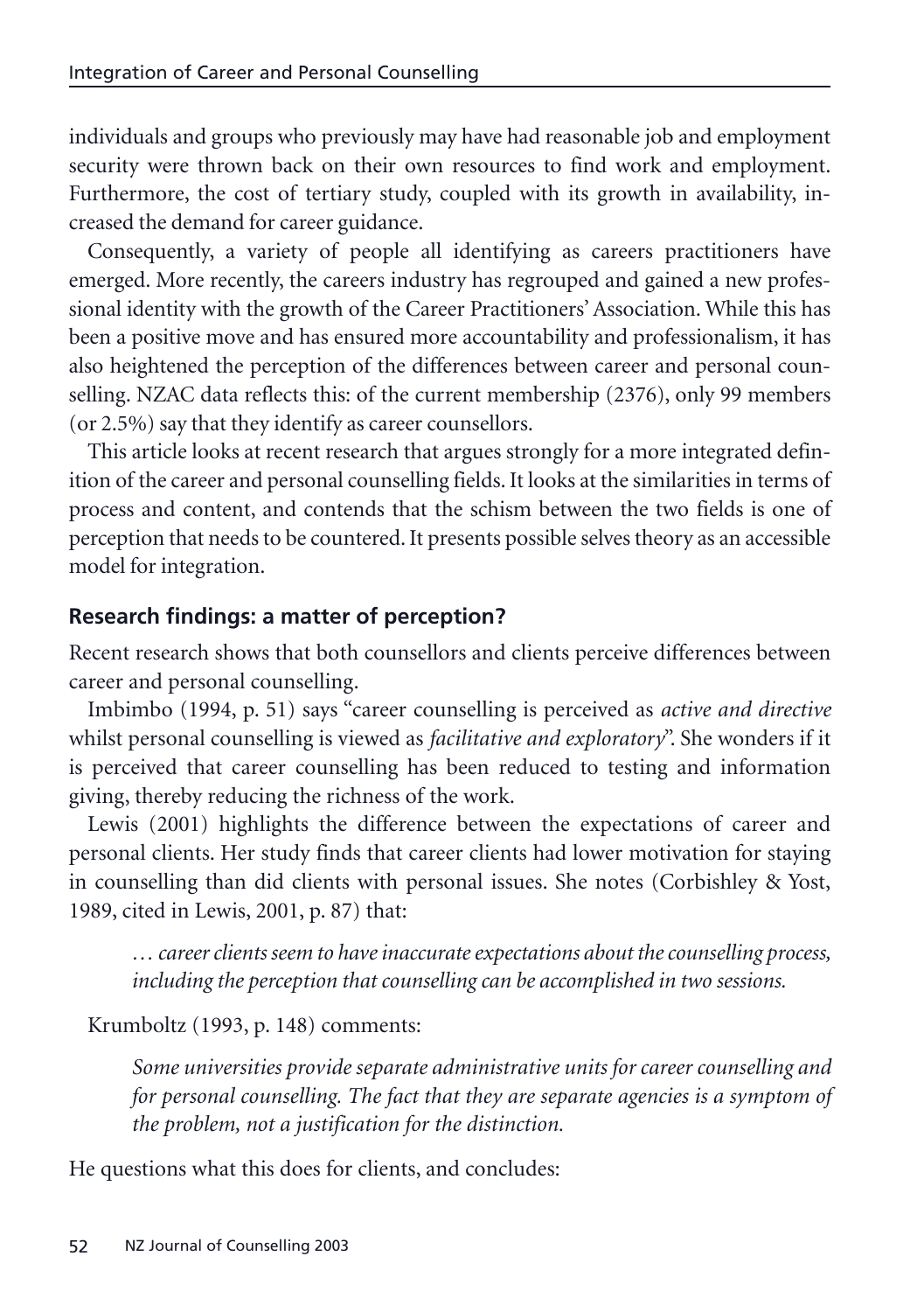individuals and groups who previously may have had reasonable job and employment security were thrown back on their own resources to find work and employment. Furthermore, the cost of tertiary study, coupled with its growth in availability, increased the demand for career guidance.

Consequently, a variety of people all identifying as careers practitioners have emerged. More recently, the careers industry has regrouped and gained a new professional identity with the growth of the Career Practitioners' Association. While this has been a positive move and has ensured more accountability and professionalism, it has also heightened the perception of the differences between career and personal counselling. NZAC data reflects this: of the current membership (2376), only 99 members (or 2.5%) say that they identify as career counsellors.

This article looks at recent research that argues strongly for a more integrated definition of the career and personal counselling fields. It looks at the similarities in terms of process and content, and contends that the schism between the two fields is one of perception that needs to be countered. It presents possible selves theory as an accessible model for integration.

## Research findings: a matter of perception?

Recent research shows that both counsellors and clients perceive differences between career and personal counselling.

Imbimbo (1994, p. 51) says "career counselling is perceived as *active and directive* whilst personal counselling is viewed as *facilitative and exploratory*". She wonders if it is perceived that career counselling has been reduced to testing and information giving, thereby reducing the richness of the work.

Lewis (2001) highlights the difference between the expectations of career and personal clients. Her study finds that career clients had lower motivation for staying in counselling than did clients with personal issues. She notes (Corbishley & Yost, 1989, cited in Lewis, 2001, p. 87) that:

> *… career clients seem to have inaccurate expectations about the counselling process, including the perception that counselling can be accomplished in two sessions.*

Krumboltz (1993, p. 148) comments:

> *Some universities provide separate administrative units for career counselling and for personal counselling. The fact that they are separate agencies is a symptom of the problem, not a justification for the distinction.*

He questions what this does for clients, and concludes: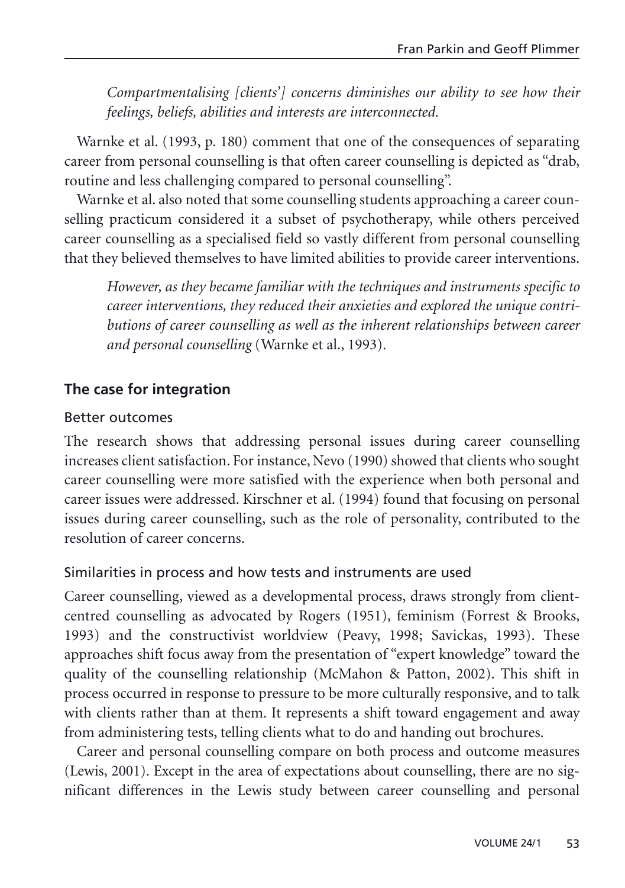*Compartmentalising [clients'] concerns diminishes our ability to see how their feelings, beliefs, abilities and interests are interconnected.*

Warnke et al. (1993, p. 180) comment that one of the consequences of separating career from personal counselling is that often career counselling is depicted as "drab, routine and less challenging compared to personal counselling".

Warnke et al. also noted that some counselling students approaching a career counselling practicum considered it a subset of psychotherapy, while others perceived career counselling as a specialised field so vastly different from personal counselling that they believed themselves to have limited abilities to provide career interventions.

*However, as they became familiar with the techniques and instruments specific to career interventions, they reduced their anxieties and explored the unique contributions of career counselling as well as the inherent relationships between career and personal counselling* (Warnke et al., 1993).

## The case for integration

### Better outcomes

The research shows that addressing personal issues during career counselling increases client satisfaction. For instance, Nevo (1990) showed that clients who sought career counselling were more satisfied with the experience when both personal and career issues were addressed. Kirschner et al. (1994) found that focusing on personal issues during career counselling, such as the role of personality, contributed to the resolution of career concerns.

### Similarities in process and how tests and instruments are used

Career counselling, viewed as a developmental process, draws strongly from client-centred counselling as advocated by Rogers (1951), feminism (Forrest & Brooks, 1993) and the constructivist worldview (Peavy, 1998; Savickas, 1993). These approaches shift focus away from the presentation of "expert knowledge" toward the quality of the counselling relationship (McMahon & Patton, 2002). This shift in process occurred in response to pressure to be more culturally responsive, and to talk with clients rather than at them. It represents a shift toward engagement and away from administering tests, telling clients what to do and handing out brochures.

Career and personal counselling compare on both process and outcome measures (Lewis, 2001). Except in the area of expectations about counselling, there are no significant differences in the Lewis study between career counselling and personal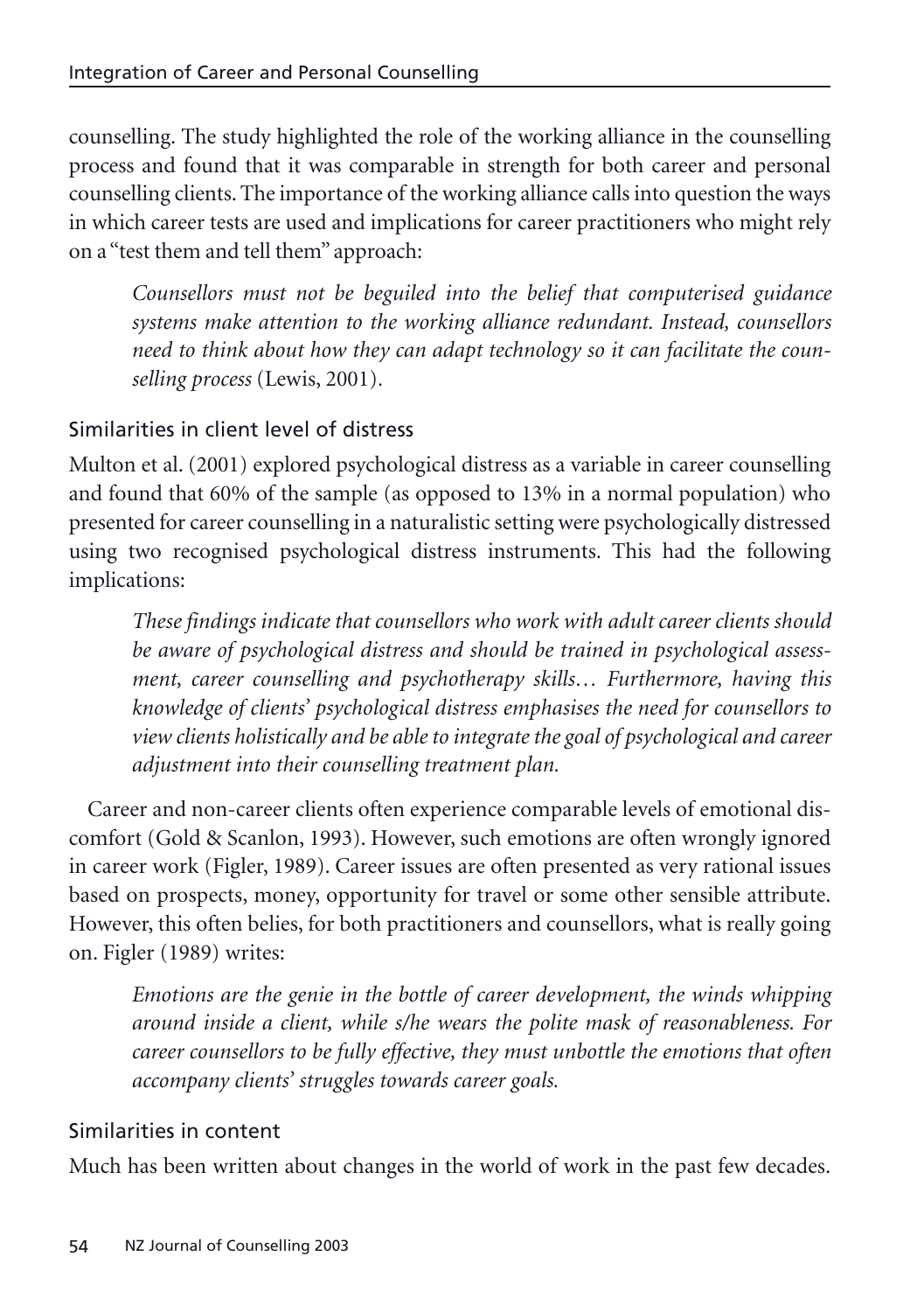counselling. The study highlighted the role of the working alliance in the counselling process and found that it was comparable in strength for both career and personal counselling clients. The importance of the working alliance calls into question the ways in which career tests are used and implications for career practitioners who might rely on a "test them and tell them" approach:

> *Counsellors must not be beguiled into the belief that computerised guidance systems make attention to the working alliance redundant. Instead, counsellors need to think about how they can adapt technology so it can facilitate the counselling process* (Lewis, 2001).

### Similarities in client level of distress

Multon et al. (2001) explored psychological distress as a variable in career counselling and found that 60% of the sample (as opposed to 13% in a normal population) who presented for career counselling in a naturalistic setting were psychologically distressed using two recognised psychological distress instruments. This had the following implications:

> *These findings indicate that counsellors who work with adult career clients should be aware of psychological distress and should be trained in psychological assessment, career counselling and psychotherapy skills… Furthermore, having this knowledge of clients' psychological distress emphasises the need for counsellors to view clients holistically and be able to integrate the goal of psychological and career adjustment into their counselling treatment plan.*

Career and non-career clients often experience comparable levels of emotional discomfort (Gold & Scanlon, 1993). However, such emotions are often wrongly ignored in career work (Figler, 1989). Career issues are often presented as very rational issues based on prospects, money, opportunity for travel or some other sensible attribute. However, this often belies, for both practitioners and counsellors, what is really going on. Figler (1989) writes:

> *Emotions are the genie in the bottle of career development, the winds whipping around inside a client, while s/he wears the polite mask of reasonableness. For career counsellors to be fully effective, they must unbottle the emotions that often accompany clients' struggles towards career goals.*

### Similarities in content

Much has been written about changes in the world of work in the past few decades.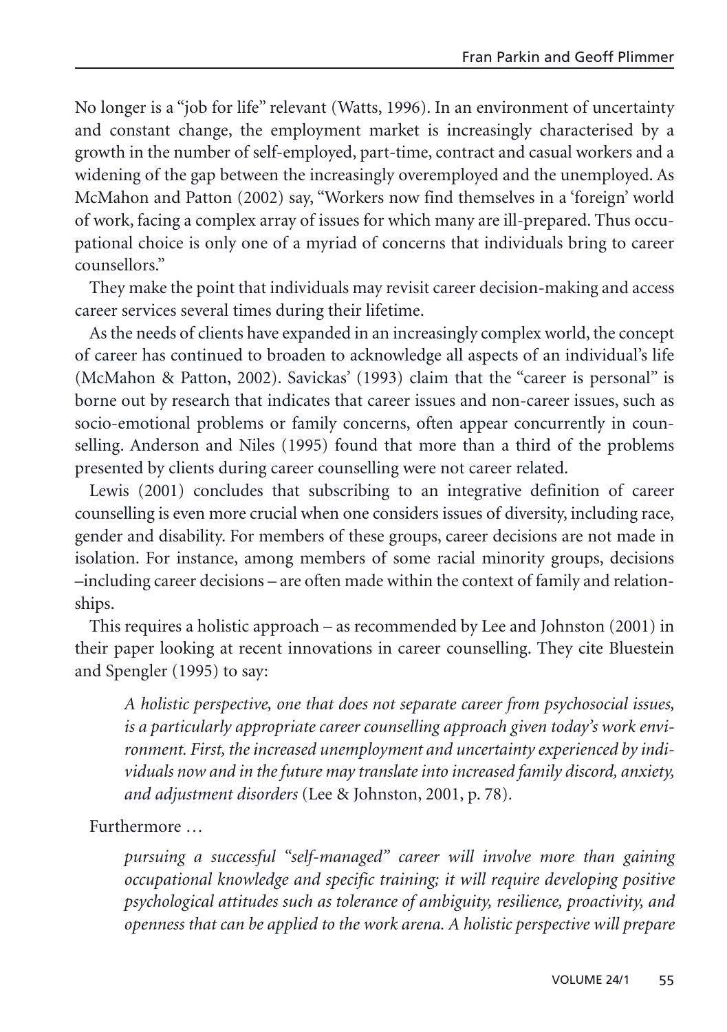No longer is a "job for life" relevant (Watts, 1996). In an environment of uncertainty and constant change, the employment market is increasingly characterised by a growth in the number of self-employed, part-time, contract and casual workers and a widening of the gap between the increasingly overemployed and the unemployed. As McMahon and Patton (2002) say, "Workers now find themselves in a 'foreign' world of work, facing a complex array of issues for which many are ill-prepared. Thus occupational choice is only one of a myriad of concerns that individuals bring to career counsellors."

They make the point that individuals may revisit career decision-making and access career services several times during their lifetime.

As the needs of clients have expanded in an increasingly complex world, the concept of career has continued to broaden to acknowledge all aspects of an individual's life (McMahon & Patton, 2002). Savickas' (1993) claim that the "career is personal" is borne out by research that indicates that career issues and non-career issues, such as socio-emotional problems or family concerns, often appear concurrently in counselling. Anderson and Niles (1995) found that more than a third of the problems presented by clients during career counselling were not career related.

Lewis (2001) concludes that subscribing to an integrative definition of career counselling is even more crucial when one considers issues of diversity, including race, gender and disability. For members of these groups, career decisions are not made in isolation. For instance, among members of some racial minority groups, decisions –including career decisions – are often made within the context of family and relationships.

This requires a holistic approach – as recommended by Lee and Johnston (2001) in their paper looking at recent innovations in career counselling. They cite Bluestein and Spengler (1995) to say:

> *A holistic perspective, one that does not separate career from psychosocial issues, is a particularly appropriate career counselling approach given today's work environment. First, the increased unemployment and uncertainty experienced by individuals now and in the future may translate into increased family discord, anxiety, and adjustment disorders* (Lee & Johnston, 2001, p. 78).

Furthermore …

> *pursuing a successful "self-managed" career will involve more than gaining occupational knowledge and specific training; it will require developing positive psychological attitudes such as tolerance of ambiguity, resilience, proactivity, and openness that can be applied to the work arena. A holistic perspective will prepare*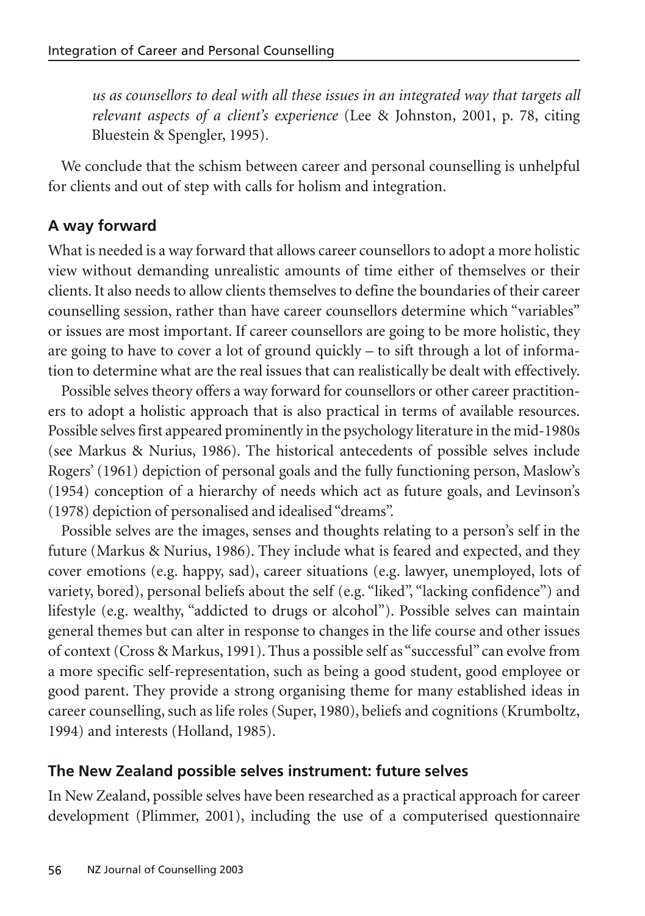*us as counsellors to deal with all these issues in an integrated way that targets all relevant aspects of a client's experience* (Lee & Johnston, 2001, p. 78, citing Bluestein & Spengler, 1995).

We conclude that the schism between career and personal counselling is unhelpful for clients and out of step with calls for holism and integration.

## A way forward

What is needed is a way forward that allows career counsellors to adopt a more holistic view without demanding unrealistic amounts of time either of themselves or their clients. It also needs to allow clients themselves to define the boundaries of their career counselling session, rather than have career counsellors determine which "variables" or issues are most important. If career counsellors are going to be more holistic, they are going to have to cover a lot of ground quickly – to sift through a lot of information to determine what are the real issues that can realistically be dealt with effectively.

Possible selves theory offers a way forward for counsellors or other career practitioners to adopt a holistic approach that is also practical in terms of available resources. Possible selves first appeared prominently in the psychology literature in the mid-1980s (see Markus & Nurius, 1986). The historical antecedents of possible selves include Rogers' (1961) depiction of personal goals and the fully functioning person, Maslow's (1954) conception of a hierarchy of needs which act as future goals, and Levinson's (1978) depiction of personalised and idealised "dreams".

Possible selves are the images, senses and thoughts relating to a person's self in the future (Markus & Nurius, 1986). They include what is feared and expected, and they cover emotions (e.g. happy, sad), career situations (e.g. lawyer, unemployed, lots of variety, bored), personal beliefs about the self (e.g. "liked", "lacking confidence") and lifestyle (e.g. wealthy, "addicted to drugs or alcohol"). Possible selves can maintain general themes but can alter in response to changes in the life course and other issues of context (Cross & Markus, 1991). Thus a possible self as "successful" can evolve from a more specific self-representation, such as being a good student, good employee or good parent. They provide a strong organising theme for many established ideas in career counselling, such as life roles (Super, 1980), beliefs and cognitions (Krumboltz, 1994) and interests (Holland, 1985).

## The New Zealand possible selves instrument: future selves

In New Zealand, possible selves have been researched as a practical approach for career development (Plimmer, 2001), including the use of a computerised questionnaire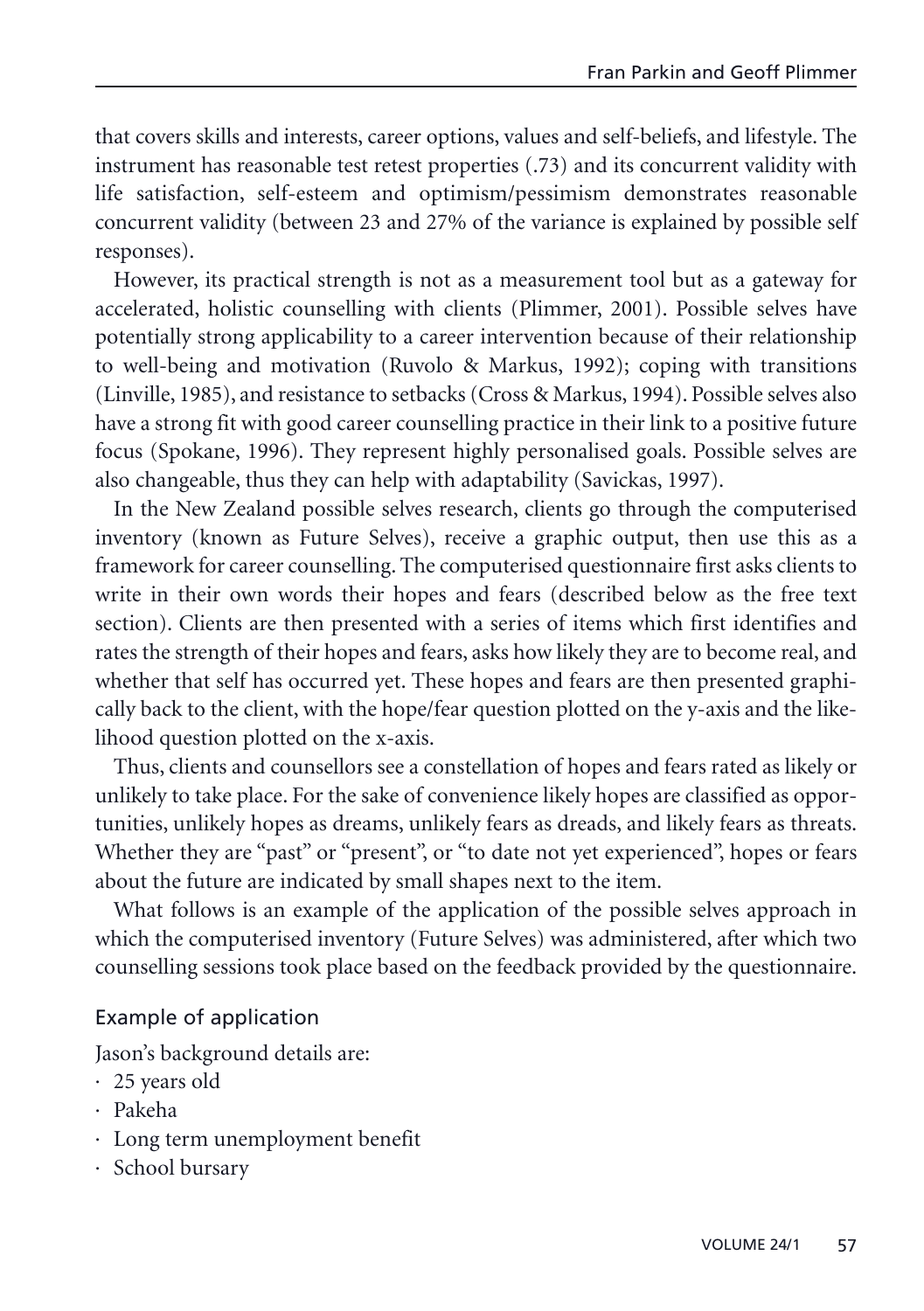that covers skills and interests, career options, values and self-beliefs, and lifestyle. The instrument has reasonable test retest properties (.73) and its concurrent validity with life satisfaction, self-esteem and optimism/pessimism demonstrates reasonable concurrent validity (between 23 and 27% of the variance is explained by possible self responses).

However, its practical strength is not as a measurement tool but as a gateway for accelerated, holistic counselling with clients (Plimmer, 2001). Possible selves have potentially strong applicability to a career intervention because of their relationship to well-being and motivation (Ruvolo & Markus, 1992); coping with transitions (Linville, 1985), and resistance to setbacks (Cross & Markus, 1994). Possible selves also have a strong fit with good career counselling practice in their link to a positive future focus (Spokane, 1996). They represent highly personalised goals. Possible selves are also changeable, thus they can help with adaptability (Savickas, 1997).

In the New Zealand possible selves research, clients go through the computerised inventory (known as Future Selves), receive a graphic output, then use this as a framework for career counselling. The computerised questionnaire first asks clients to write in their own words their hopes and fears (described below as the free text section). Clients are then presented with a series of items which first identifies and rates the strength of their hopes and fears, asks how likely they are to become real, and whether that self has occurred yet. These hopes and fears are then presented graphically back to the client, with the hope/fear question plotted on the y-axis and the likelihood question plotted on the x-axis.

Thus, clients and counsellors see a constellation of hopes and fears rated as likely or unlikely to take place. For the sake of convenience likely hopes are classified as opportunities, unlikely hopes as dreams, unlikely fears as dreads, and likely fears as threats. Whether they are "past" or "present", or "to date not yet experienced", hopes or fears about the future are indicated by small shapes next to the item.

What follows is an example of the application of the possible selves approach in which the computerised inventory (Future Selves) was administered, after which two counselling sessions took place based on the feedback provided by the questionnaire.

## Example of application

Jason's background details are:

- 25 years old
- Pakeha
- Long term unemployment benefit
- School bursary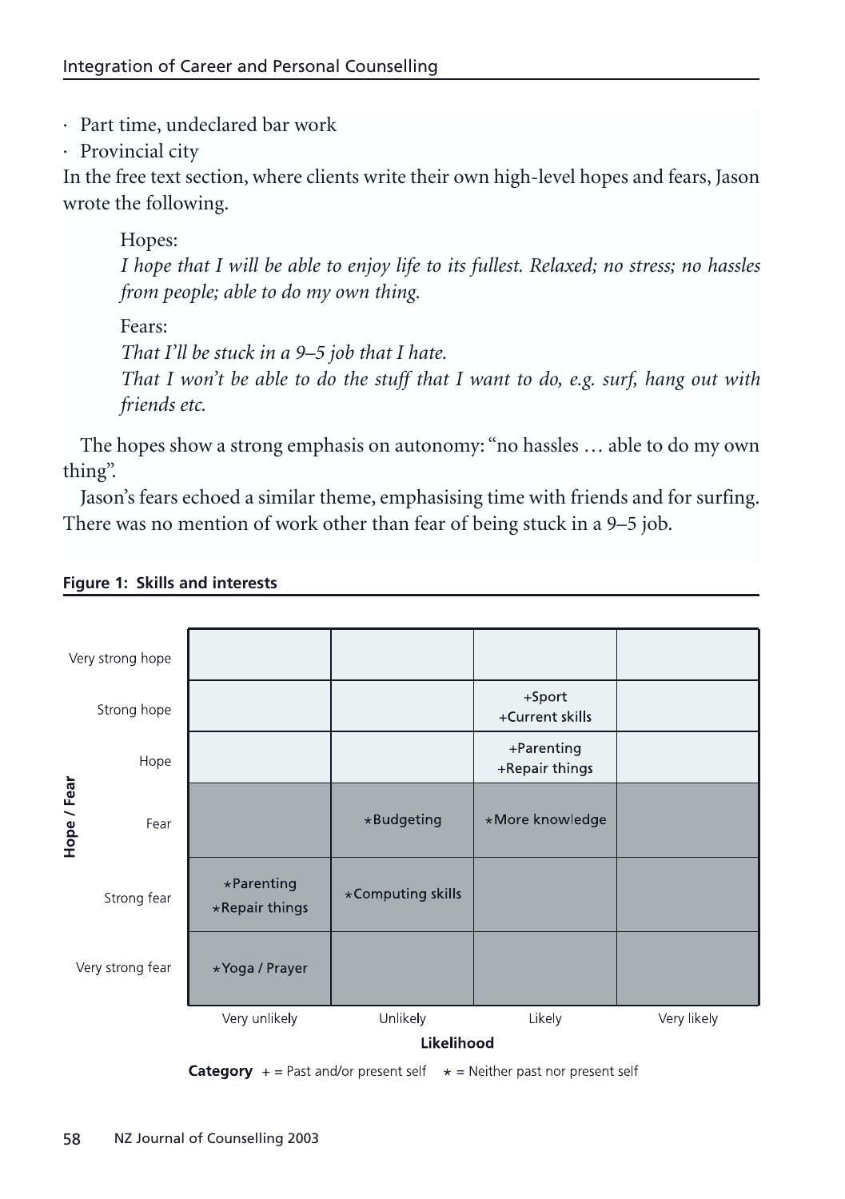- Part time, undeclared bar work
- Provincial city

In the free text section, where clients write their own high-level hopes and fears, Jason wrote the following.

> Hopes:
> *I hope that I will be able to enjoy life to its fullest. Relaxed; no stress; no hassles from people; able to do my own thing.*
>
> Fears:
> *That I'll be stuck in a 9–5 job that I hate.*
> *That I won't be able to do the stuff that I want to do, e.g. surf, hang out with friends etc.*

The hopes show a strong emphasis on autonomy: "no hassles … able to do my own thing".

Jason's fears echoed a similar theme, emphasising time with friends and for surfing. There was no mention of work other than fear of being stuck in a 9–5 job.

**Figure 1: Skills and interests**

| Hope / Fear | Very unlikely | Unlikely | Likely | Very likely |
|---|---|---|---|---|
| Very strong hope | | | | |
| Strong hope | | | +Sport<br>+Current skills | |
| Hope | | | +Parenting<br>+Repair things | |
| Fear | | ⋆Budgeting | ⋆More knowledge | |
| Strong fear | ⋆Parenting<br>⋆Repair things | ⋆Computing skills | | |
| Very strong fear | ⋆Yoga / Prayer | | | |

**Likelihood**

**Category** + = Past and/or present self ⋆ = Neither past nor present self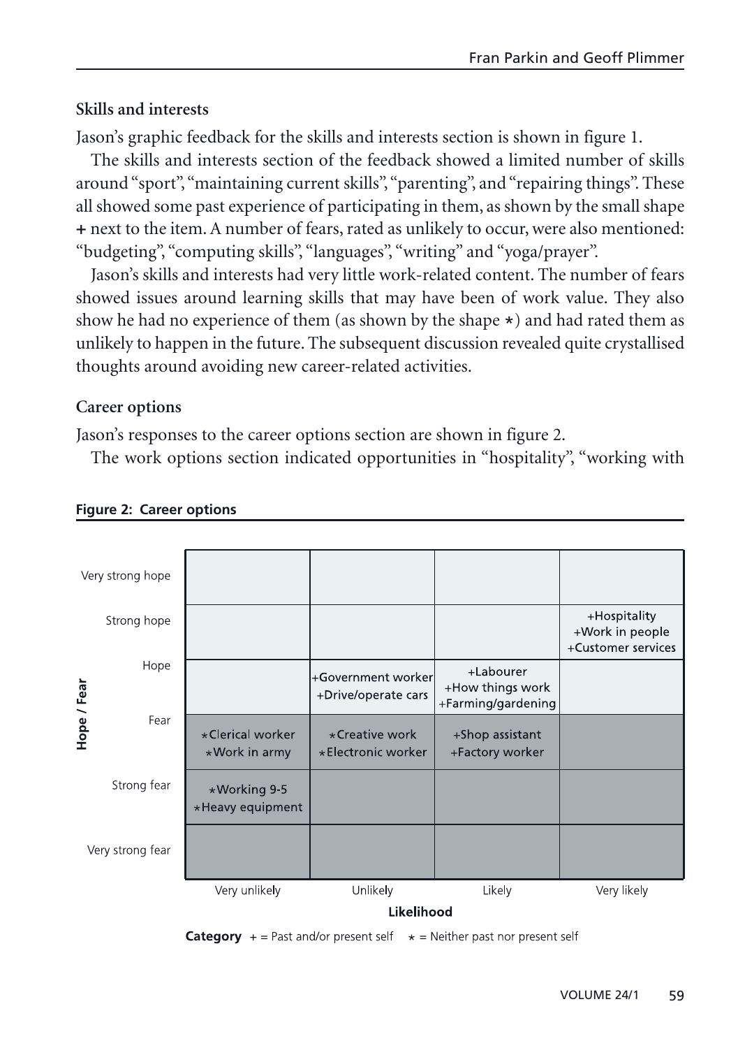### Skills and interests

Jason's graphic feedback for the skills and interests section is shown in figure 1.

The skills and interests section of the feedback showed a limited number of skills around "sport", "maintaining current skills", "parenting", and "repairing things". These all showed some past experience of participating in them, as shown by the small shape + next to the item. A number of fears, rated as unlikely to occur, were also mentioned: "budgeting", "computing skills", "languages", "writing" and "yoga/prayer".

Jason's skills and interests had very little work-related content. The number of fears showed issues around learning skills that may have been of work value. They also show he had no experience of them (as shown by the shape *) and had rated them as unlikely to happen in the future. The subsequent discussion revealed quite crystallised thoughts around avoiding new career-related activities.

### Career options

Jason's responses to the career options section are shown in figure 2.

The work options section indicated opportunities in "hospitality", "working with

**Figure 2: Career options**

| Hope / Fear | Very unlikely | Unlikely | Likely | Very likely |
|---|---|---|---|---|
| Very strong hope | | | | |
| Strong hope | | | | +Hospitality<br>+Work in people<br>+Customer services |
| Hope | | +Government worker<br>+Drive/operate cars | +Labourer<br>+How things work<br>+Farming/gardening | |
| Fear | *Clerical worker<br>*Work in army | *Creative work<br>*Electronic worker | +Shop assistant<br>+Factory worker | |
| Strong fear | *Working 9-5<br>*Heavy equipment | | | |
| Very strong fear | | | | |

Likelihood

**Category** + = Past and/or present self * = Neither past nor present self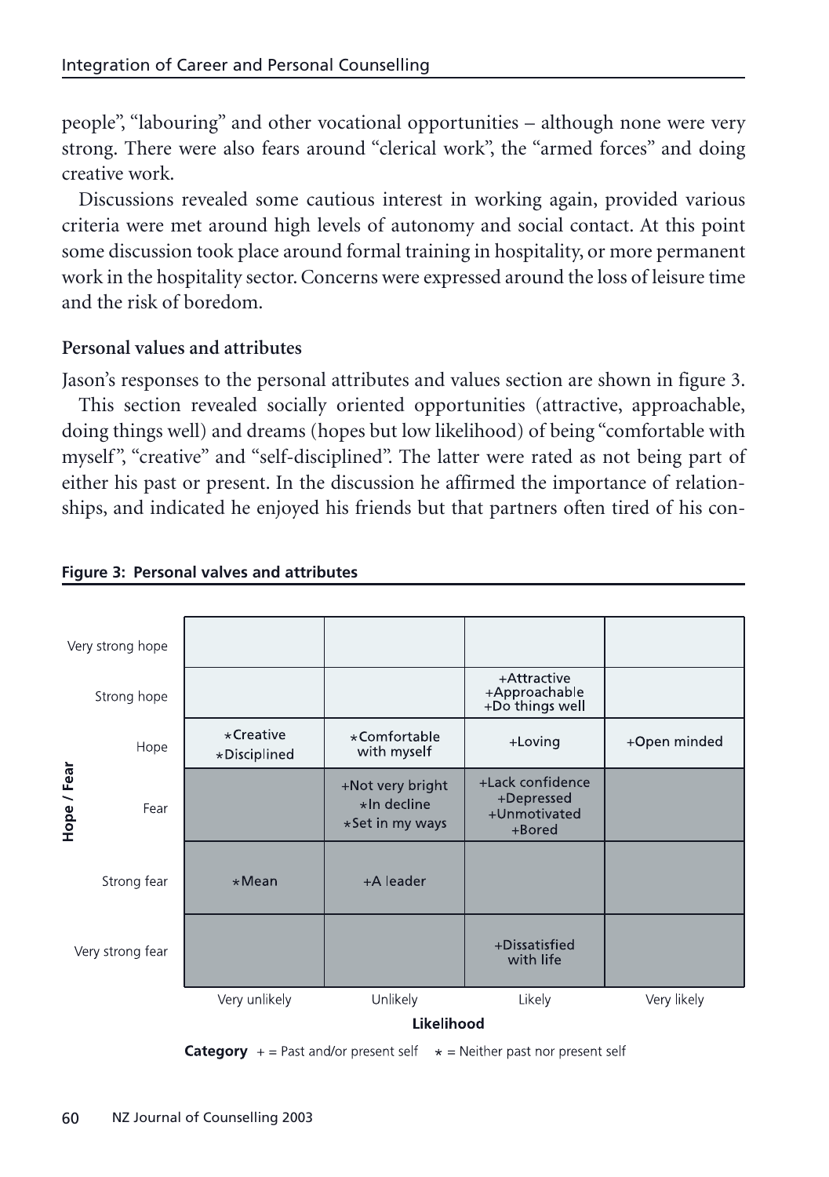people", "labouring" and other vocational opportunities – although none were very strong. There were also fears around "clerical work", the "armed forces" and doing creative work.

Discussions revealed some cautious interest in working again, provided various criteria were met around high levels of autonomy and social contact. At this point some discussion took place around formal training in hospitality, or more permanent work in the hospitality sector. Concerns were expressed around the loss of leisure time and the risk of boredom.

**Personal values and attributes**

Jason's responses to the personal attributes and values section are shown in figure 3.

This section revealed socially oriented opportunities (attractive, approachable, doing things well) and dreams (hopes but low likelihood) of being "comfortable with myself", "creative" and "self-disciplined". The latter were rated as not being part of either his past or present. In the discussion he affirmed the importance of relationships, and indicated he enjoyed his friends but that partners often tired of his con-

**Figure 3: Personal valves and attributes**

| Hope / Fear | Very unlikely | Unlikely | Likely | Very likely |
|---|---|---|---|---|
| Very strong hope | | | | |
| Strong hope | | | +Attractive<br>+Approachable<br>+Do things well | |
| Hope | *Creative<br>*Disciplined | *Comfortable with myself | +Loving | +Open minded |
| Fear | | +Not very bright<br>*In decline<br>*Set in my ways | +Lack confidence<br>+Depressed<br>+Unmotivated<br>+Bored | |
| Strong fear | *Mean | +A leader | | |
| Very strong fear | | | +Dissatisfied with life | |

Likelihood

**Category** + = Past and/or present self * = Neither past nor present self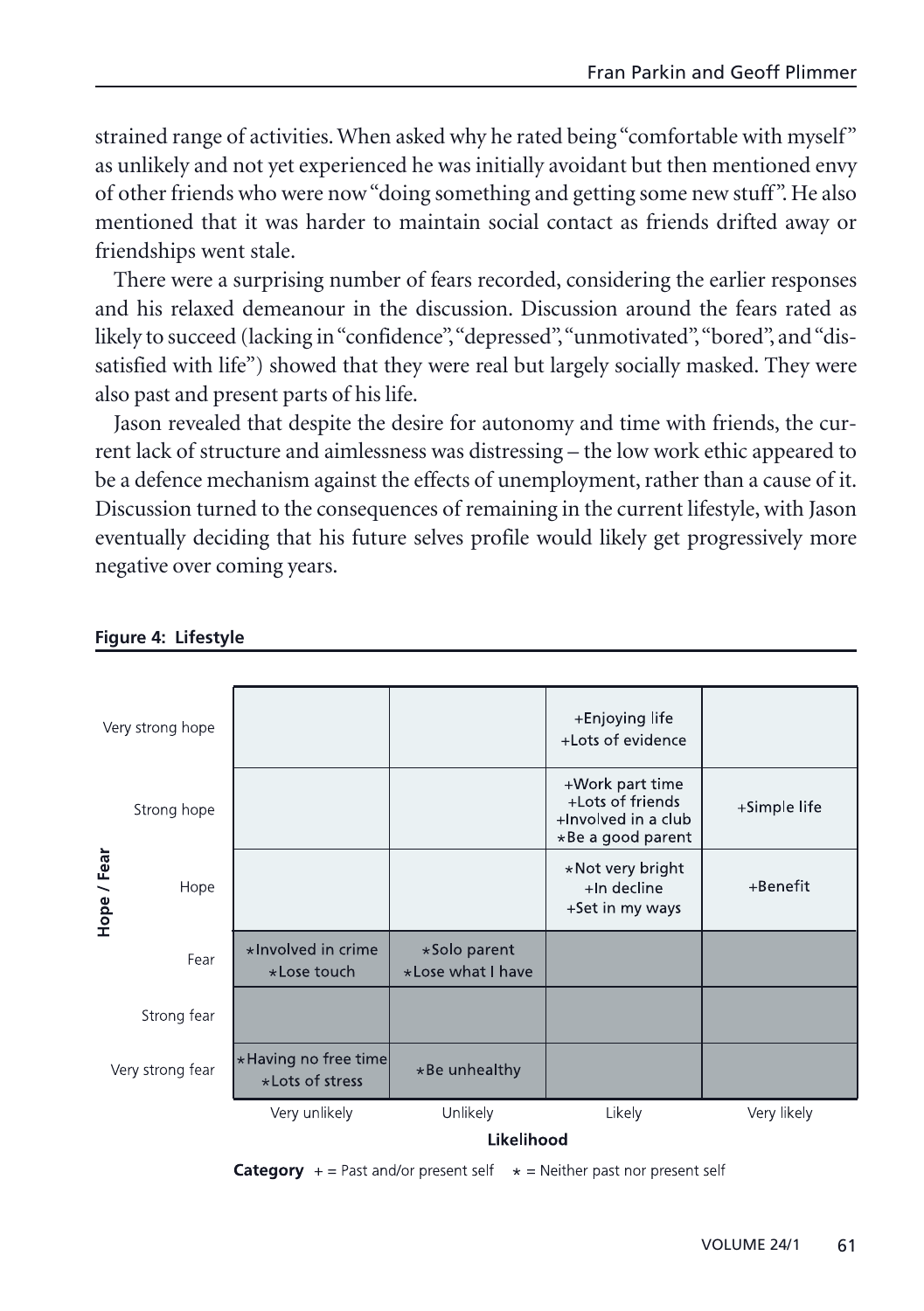strained range of activities. When asked why he rated being "comfortable with myself" as unlikely and not yet experienced he was initially avoidant but then mentioned envy of other friends who were now "doing something and getting some new stuff". He also mentioned that it was harder to maintain social contact as friends drifted away or friendships went stale.

There were a surprising number of fears recorded, considering the earlier responses and his relaxed demeanour in the discussion. Discussion around the fears rated as likely to succeed (lacking in "confidence", "depressed", "unmotivated", "bored", and "dissatisfied with life") showed that they were real but largely socially masked. They were also past and present parts of his life.

Jason revealed that despite the desire for autonomy and time with friends, the current lack of structure and aimlessness was distressing – the low work ethic appeared to be a defence mechanism against the effects of unemployment, rather than a cause of it. Discussion turned to the consequences of remaining in the current lifestyle, with Jason eventually deciding that his future selves profile would likely get progressively more negative over coming years.

**Figure 4: Lifestyle**

| Hope / Fear | Very unlikely | Unlikely | Likely | Very likely |
|---|---|---|---|---|
| Very strong hope | | | +Enjoying life<br>+Lots of evidence | |
| Strong hope | | | +Work part time<br>+Lots of friends<br>+Involved in a club<br>*Be a good parent | +Simple life |
| Hope | | | *Not very bright<br>+In decline<br>+Set in my ways | +Benefit |
| Fear | *Involved in crime<br>*Lose touch | *Solo parent<br>*Lose what I have | | |
| Strong fear | | | | |
| Very strong fear | *Having no free time<br>*Lots of stress | *Be unhealthy | | |

Likelihood

**Category** + = Past and/or present self * = Neither past nor present self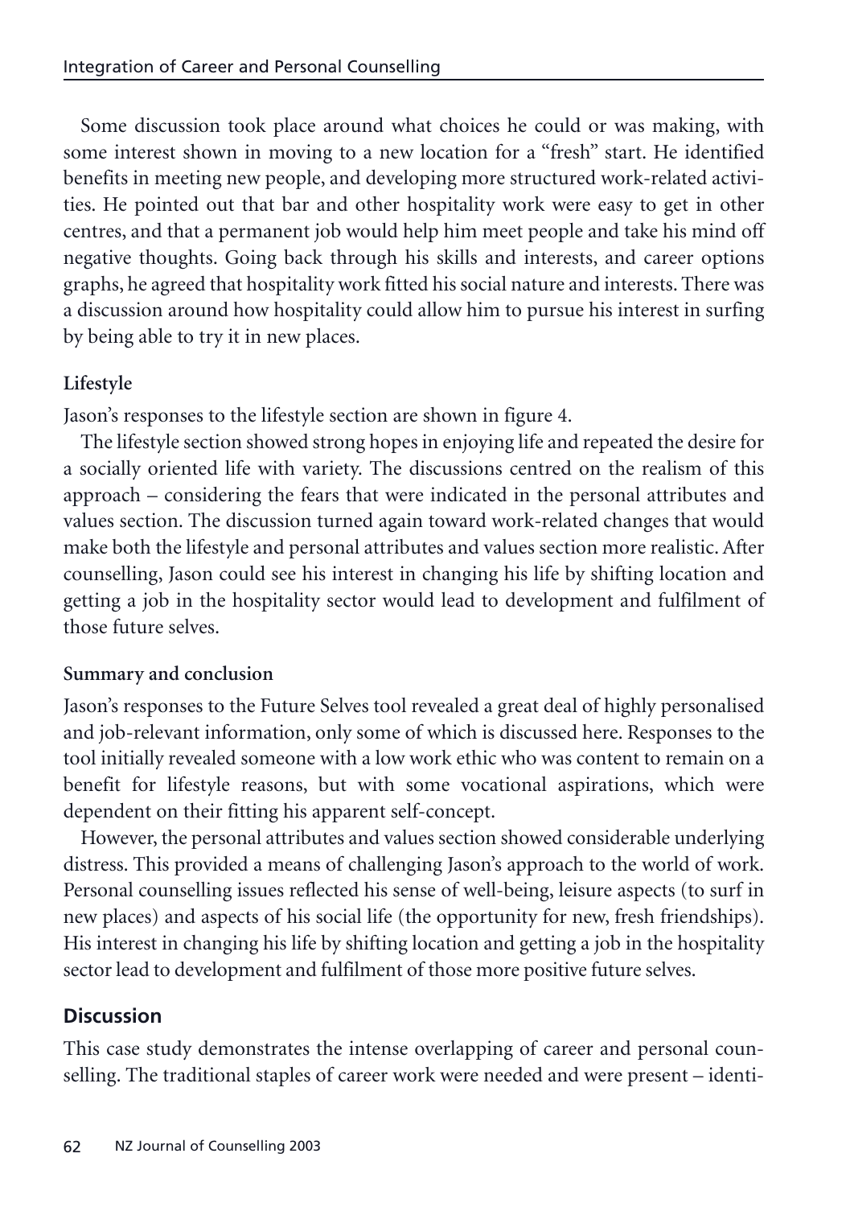Some discussion took place around what choices he could or was making, with some interest shown in moving to a new location for a "fresh" start. He identified benefits in meeting new people, and developing more structured work-related activities. He pointed out that bar and other hospitality work were easy to get in other centres, and that a permanent job would help him meet people and take his mind off negative thoughts. Going back through his skills and interests, and career options graphs, he agreed that hospitality work fitted his social nature and interests. There was a discussion around how hospitality could allow him to pursue his interest in surfing by being able to try it in new places.

**Lifestyle**

Jason's responses to the lifestyle section are shown in figure 4.

The lifestyle section showed strong hopes in enjoying life and repeated the desire for a socially oriented life with variety. The discussions centred on the realism of this approach – considering the fears that were indicated in the personal attributes and values section. The discussion turned again toward work-related changes that would make both the lifestyle and personal attributes and values section more realistic. After counselling, Jason could see his interest in changing his life by shifting location and getting a job in the hospitality sector would lead to development and fulfilment of those future selves.

**Summary and conclusion**

Jason's responses to the Future Selves tool revealed a great deal of highly personalised and job-relevant information, only some of which is discussed here. Responses to the tool initially revealed someone with a low work ethic who was content to remain on a benefit for lifestyle reasons, but with some vocational aspirations, which were dependent on their fitting his apparent self-concept.

However, the personal attributes and values section showed considerable underlying distress. This provided a means of challenging Jason's approach to the world of work. Personal counselling issues reflected his sense of well-being, leisure aspects (to surf in new places) and aspects of his social life (the opportunity for new, fresh friendships). His interest in changing his life by shifting location and getting a job in the hospitality sector lead to development and fulfilment of those more positive future selves.

## Discussion

This case study demonstrates the intense overlapping of career and personal counselling. The traditional staples of career work were needed and were present – identi-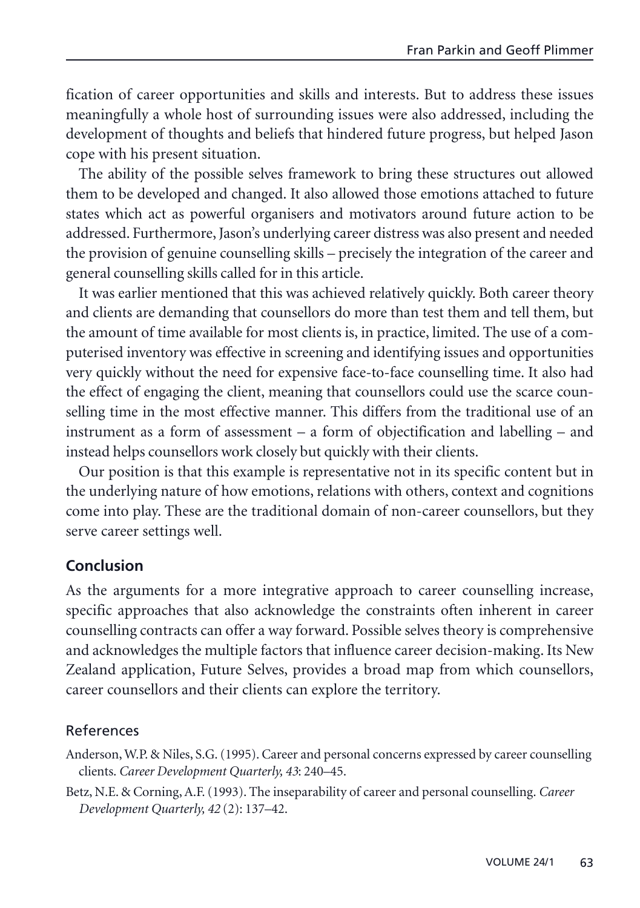fication of career opportunities and skills and interests. But to address these issues meaningfully a whole host of surrounding issues were also addressed, including the development of thoughts and beliefs that hindered future progress, but helped Jason cope with his present situation.

The ability of the possible selves framework to bring these structures out allowed them to be developed and changed. It also allowed those emotions attached to future states which act as powerful organisers and motivators around future action to be addressed. Furthermore, Jason's underlying career distress was also present and needed the provision of genuine counselling skills – precisely the integration of the career and general counselling skills called for in this article.

It was earlier mentioned that this was achieved relatively quickly. Both career theory and clients are demanding that counsellors do more than test them and tell them, but the amount of time available for most clients is, in practice, limited. The use of a computerised inventory was effective in screening and identifying issues and opportunities very quickly without the need for expensive face-to-face counselling time. It also had the effect of engaging the client, meaning that counsellors could use the scarce counselling time in the most effective manner. This differs from the traditional use of an instrument as a form of assessment – a form of objectification and labelling – and instead helps counsellors work closely but quickly with their clients.

Our position is that this example is representative not in its specific content but in the underlying nature of how emotions, relations with others, context and cognitions come into play. These are the traditional domain of non-career counsellors, but they serve career settings well.

## Conclusion

As the arguments for a more integrative approach to career counselling increase, specific approaches that also acknowledge the constraints often inherent in career counselling contracts can offer a way forward. Possible selves theory is comprehensive and acknowledges the multiple factors that influence career decision-making. Its New Zealand application, Future Selves, provides a broad map from which counsellors, career counsellors and their clients can explore the territory.

## References

Anderson, W.P. & Niles, S.G. (1995). Career and personal concerns expressed by career counselling clients. *Career Development Quarterly, 43*: 240–45.

Betz, N.E. & Corning, A.F. (1993). The inseparability of career and personal counselling. *Career Development Quarterly, 42* (2): 137–42.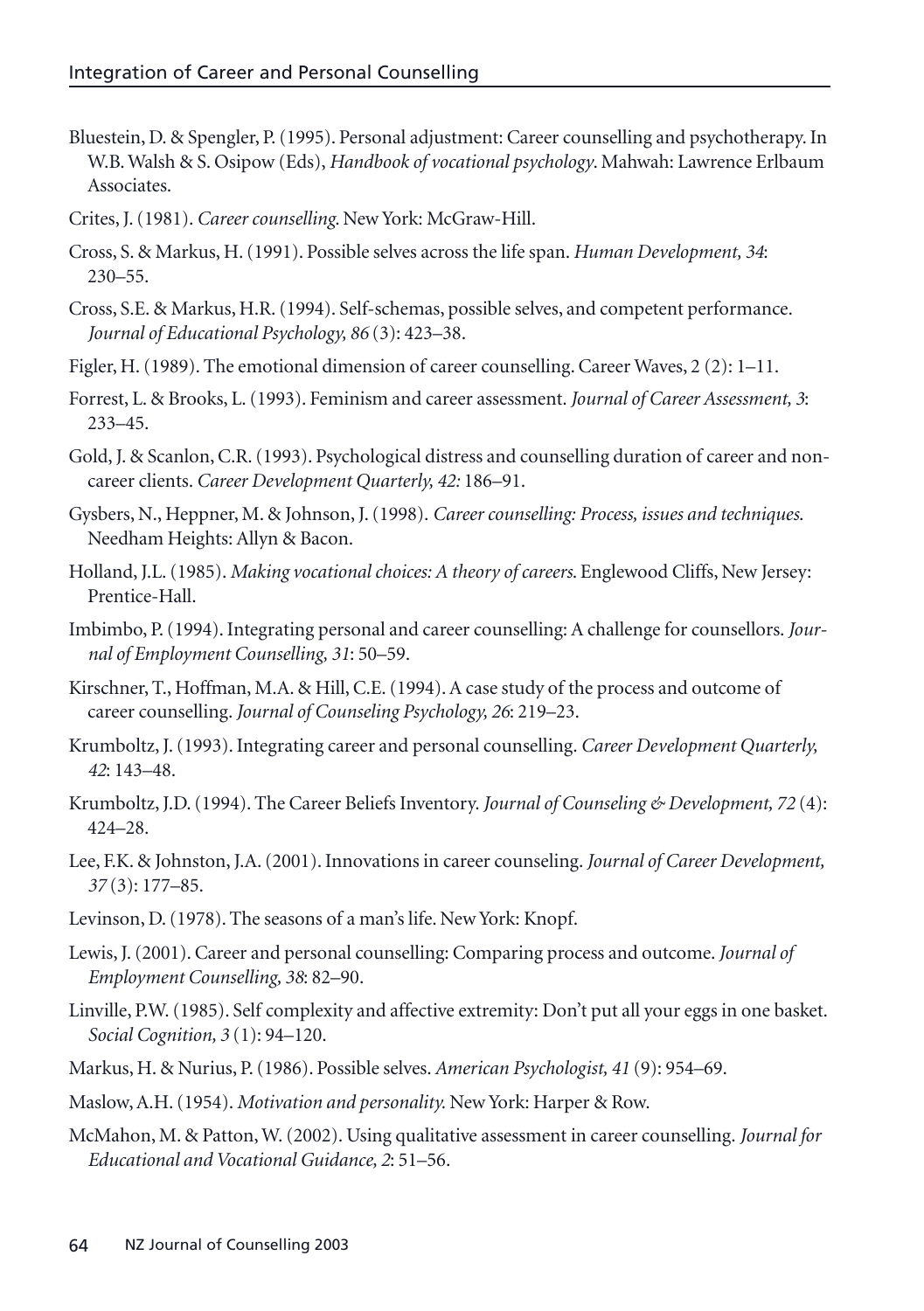Bluestein, D. & Spengler, P. (1995). Personal adjustment: Career counselling and psychotherapy. In W.B. Walsh & S. Osipow (Eds), *Handbook of vocational psychology*. Mahwah: Lawrence Erlbaum Associates.

Crites, J. (1981). *Career counselling.* New York: McGraw-Hill.

Cross, S. & Markus, H. (1991). Possible selves across the life span. *Human Development, 34*: 230–55.

Cross, S.E. & Markus, H.R. (1994). Self-schemas, possible selves, and competent performance. *Journal of Educational Psychology, 86* (3): 423–38.

Figler, H. (1989). The emotional dimension of career counselling. Career Waves, 2 (2): 1–11.

Forrest, L. & Brooks, L. (1993). Feminism and career assessment. *Journal of Career Assessment, 3*: 233–45.

Gold, J. & Scanlon, C.R. (1993). Psychological distress and counselling duration of career and non-career clients. *Career Development Quarterly, 42:* 186–91.

Gysbers, N., Heppner, M. & Johnson, J. (1998). *Career counselling: Process, issues and techniques.* Needham Heights: Allyn & Bacon.

Holland, J.L. (1985). *Making vocational choices: A theory of careers.* Englewood Cliffs, New Jersey: Prentice-Hall.

Imbimbo, P. (1994). Integrating personal and career counselling: A challenge for counsellors. *Journal of Employment Counselling, 31*: 50–59.

Kirschner, T., Hoffman, M.A. & Hill, C.E. (1994). A case study of the process and outcome of career counselling. *Journal of Counseling Psychology, 26*: 219–23.

Krumboltz, J. (1993). Integrating career and personal counselling. *Career Development Quarterly, 42*: 143–48.

Krumboltz, J.D. (1994). The Career Beliefs Inventory. *Journal of Counseling & Development, 72* (4): 424–28.

Lee, F.K. & Johnston, J.A. (2001). Innovations in career counseling. *Journal of Career Development, 37* (3): 177–85.

Levinson, D. (1978). The seasons of a man's life. New York: Knopf.

Lewis, J. (2001). Career and personal counselling: Comparing process and outcome. *Journal of Employment Counselling, 38*: 82–90.

Linville, P.W. (1985). Self complexity and affective extremity: Don't put all your eggs in one basket. *Social Cognition, 3* (1): 94–120.

Markus, H. & Nurius, P. (1986). Possible selves. *American Psychologist, 41* (9): 954–69.

Maslow, A.H. (1954). *Motivation and personality.* New York: Harper & Row.

McMahon, M. & Patton, W. (2002). Using qualitative assessment in career counselling. *Journal for Educational and Vocational Guidance, 2*: 51–56.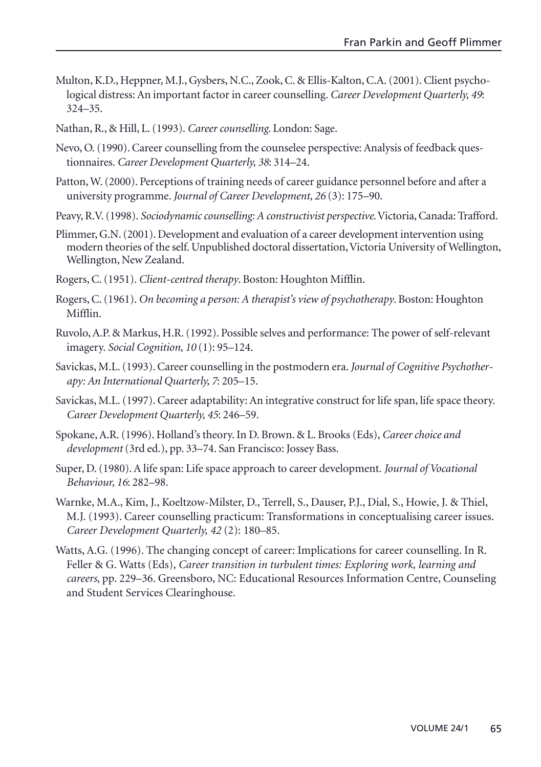Multon, K.D., Heppner, M.J., Gysbers, N.C., Zook, C. & Ellis-Kalton, C.A. (2001). Client psychological distress: An important factor in career counselling. *Career Development Quarterly, 49*: 324–35.

Nathan, R., & Hill, L. (1993). *Career counselling*. London: Sage.

Nevo, O. (1990). Career counselling from the counselee perspective: Analysis of feedback questionnaires. *Career Development Quarterly, 38*: 314–24.

Patton, W. (2000). Perceptions of training needs of career guidance personnel before and after a university programme. *Journal of Career Development, 26* (3): 175–90.

Peavy, R.V. (1998). *Sociodynamic counselling: A constructivist perspective*. Victoria, Canada: Trafford.

Plimmer, G.N. (2001). Development and evaluation of a career development intervention using modern theories of the self. Unpublished doctoral dissertation, Victoria University of Wellington, Wellington, New Zealand.

Rogers, C. (1951). *Client-centred therapy*. Boston: Houghton Mifflin.

Rogers, C. (1961). *On becoming a person: A therapist's view of psychotherapy*. Boston: Houghton Mifflin.

Ruvolo, A.P. & Markus, H.R. (1992). Possible selves and performance: The power of self-relevant imagery. *Social Cognition, 10* (1): 95–124.

Savickas, M.L. (1993). Career counselling in the postmodern era. *Journal of Cognitive Psychotherapy: An International Quarterly, 7*: 205–15.

Savickas, M.L. (1997). Career adaptability: An integrative construct for life span, life space theory. *Career Development Quarterly, 45*: 246–59.

Spokane, A.R. (1996). Holland's theory. In D. Brown. & L. Brooks (Eds), *Career choice and development* (3rd ed.), pp. 33–74. San Francisco: Jossey Bass.

Super, D. (1980). A life span: Life space approach to career development. *Journal of Vocational Behaviour, 16*: 282–98.

Warnke, M.A., Kim, J., Koeltzow-Milster, D., Terrell, S., Dauser, P.J., Dial, S., Howie, J. & Thiel, M.J. (1993). Career counselling practicum: Transformations in conceptualising career issues. *Career Development Quarterly, 42* (2): 180–85.

Watts, A.G. (1996). The changing concept of career: Implications for career counselling. In R. Feller & G. Watts (Eds), *Career transition in turbulent times: Exploring work, learning and careers*, pp. 229–36. Greensboro, NC: Educational Resources Information Centre, Counseling and Student Services Clearinghouse.